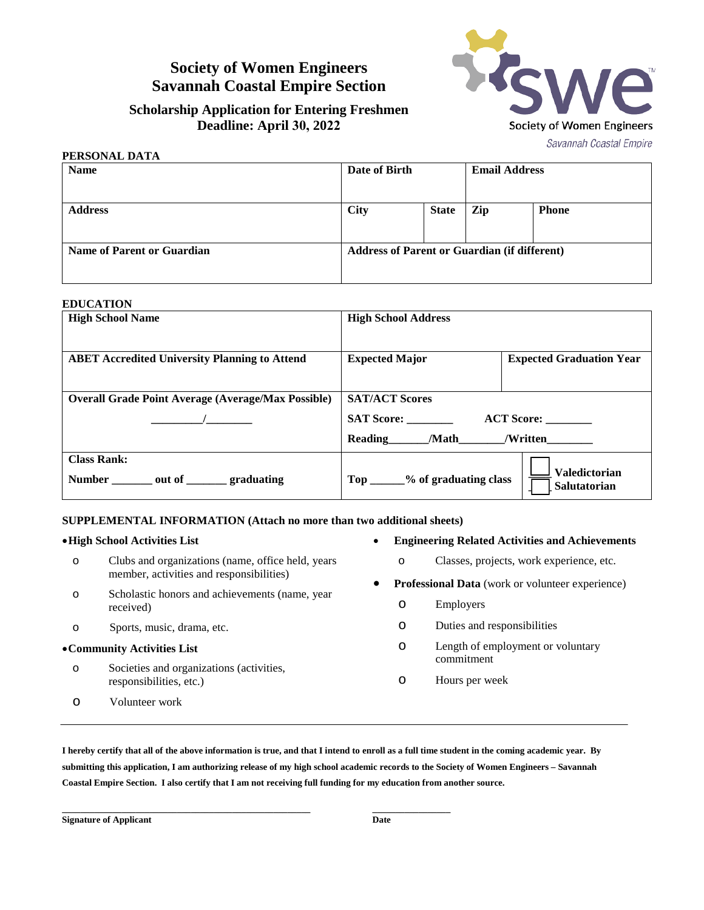# Society of Women Engineers
# Savannah Coastal Empire Section

## Scholarship Application for Entering Freshmen
## Deadline: April 30, 2022

Society of Women Engineers
*Savannah Coastal Empire*

**PERSONAL DATA**

| Name | Date of Birth | | Email Address | |
|---|---|---|---|---|
| **Address** | **City** | **State** | **Zip** | **Phone** |
| **Name of Parent or Guardian** | **Address of Parent or Guardian (if different)** | | | |

**EDUCATION**

| High School Name | High School Address | |
|---|---|---|
| **ABET Accredited University Planning to Attend** | **Expected Major** | **Expected Graduation Year** |
| **Overall Grade Point Average (Average/Max Possible)**<br>_________/________ | **SAT/ACT Scores**<br>**SAT Score:** ________ **ACT Score:** ________<br>**Reading**_______**/Math**________**/Written**________ | |
| **Class Rank:**<br>**Number** _______ **out of** _______ **graduating** | **Top** ______**% of graduating class** | ☐ **Valedictorian**<br>☐ **Salutatorian** |

**SUPPLEMENTAL INFORMATION (Attach no more than two additional sheets)**

- **High School Activities List**
  - Clubs and organizations (name, office held, years member, activities and responsibilities)
  - Scholastic honors and achievements (name, year received)
  - Sports, music, drama, etc.
- **Community Activities List**
  - Societies and organizations (activities, responsibilities, etc.)
  - Volunteer work
- **Engineering Related Activities and Achievements**
  - Classes, projects, work experience, etc.
- **Professional Data** (work or volunteer experience)
  - Employers
  - Duties and responsibilities
  - Length of employment or voluntary commitment
  - Hours per week

---

**I hereby certify that all of the above information is true, and that I intend to enroll as a full time student in the coming academic year. By submitting this application, I am authorizing release of my high school academic records to the Society of Women Engineers – Savannah Coastal Empire Section. I also certify that I am not receiving full funding for my education from another source.**

_______________________________________________ _______________

**Signature of Applicant** **Date**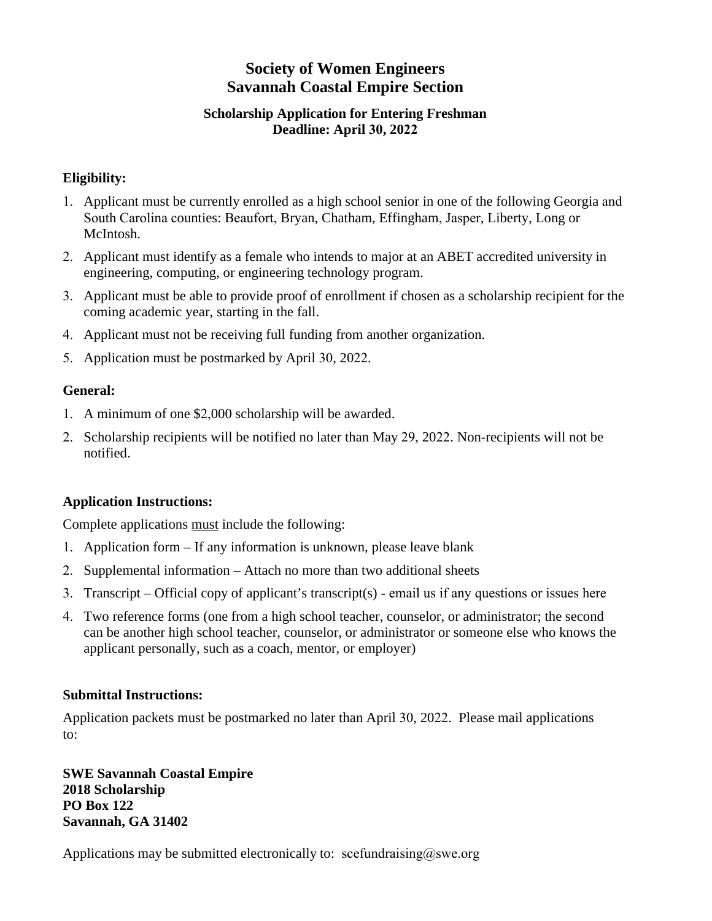# Society of Women Engineers
# Savannah Coastal Empire Section

### Scholarship Application for Entering Freshman
### Deadline: April 30, 2022

**Eligibility:**

1. Applicant must be currently enrolled as a high school senior in one of the following Georgia and South Carolina counties: Beaufort, Bryan, Chatham, Effingham, Jasper, Liberty, Long or McIntosh.
2. Applicant must identify as a female who intends to major at an ABET accredited university in engineering, computing, or engineering technology program.
3. Applicant must be able to provide proof of enrollment if chosen as a scholarship recipient for the coming academic year, starting in the fall.
4. Applicant must not be receiving full funding from another organization.
5. Application must be postmarked by April 30, 2022.

**General:**

1. A minimum of one $2,000 scholarship will be awarded.
2. Scholarship recipients will be notified no later than May 29, 2022. Non-recipients will not be notified.

**Application Instructions:**

Complete applications <u>must</u> include the following:

1. Application form – If any information is unknown, please leave blank
2. Supplemental information – Attach no more than two additional sheets
3. Transcript – Official copy of applicant's transcript(s) - email us if any questions or issues here
4. Two reference forms (one from a high school teacher, counselor, or administrator; the second can be another high school teacher, counselor, or administrator or someone else who knows the applicant personally, such as a coach, mentor, or employer)

**Submittal Instructions:**

Application packets must be postmarked no later than April 30, 2022. Please mail applications to:

**SWE Savannah Coastal Empire**
**2018 Scholarship**
**PO Box 122**
**Savannah, GA 31402**

Applications may be submitted electronically to: scefundraising@swe.org